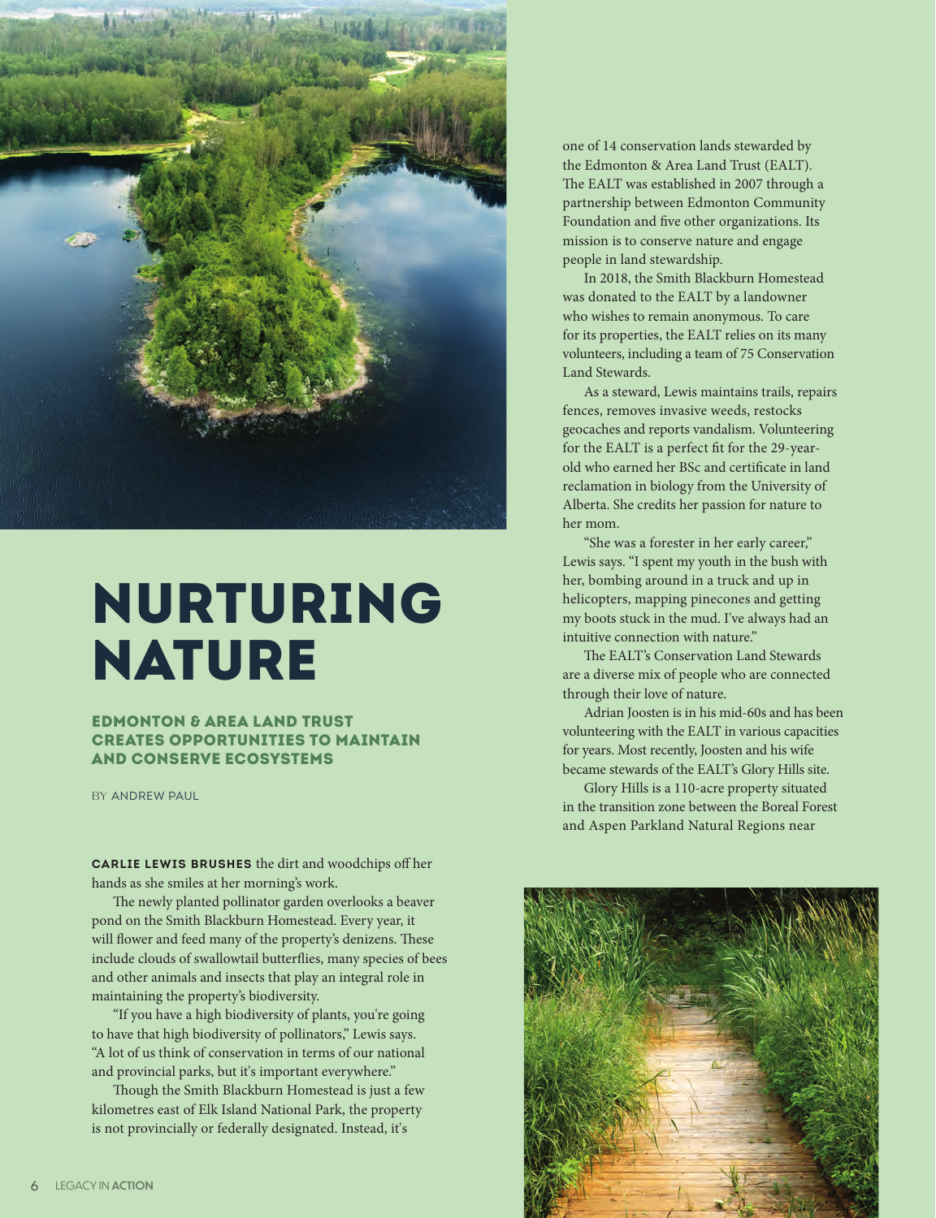# NURTURING NATURE

## EDMONTON & AREA LAND TRUST CREATES OPPORTUNITIES TO MAINTAIN AND CONSERVE ECOSYSTEMS

BY ANDREW PAUL

**CARLIE LEWIS BRUSHES** the dirt and woodchips off her hands as she smiles at her morning's work.

The newly planted pollinator garden overlooks a beaver pond on the Smith Blackburn Homestead. Every year, it will flower and feed many of the property's denizens. These include clouds of swallowtail butterflies, many species of bees and other animals and insects that play an integral role in maintaining the property's biodiversity.

"If you have a high biodiversity of plants, you're going to have that high biodiversity of pollinators," Lewis says. "A lot of us think of conservation in terms of our national and provincial parks, but it's important everywhere."

Though the Smith Blackburn Homestead is just a few kilometres east of Elk Island National Park, the property is not provincially or federally designated. Instead, it's one of 14 conservation lands stewarded by the Edmonton & Area Land Trust (EALT). The EALT was established in 2007 through a partnership between Edmonton Community Foundation and five other organizations. Its mission is to conserve nature and engage people in land stewardship.

In 2018, the Smith Blackburn Homestead was donated to the EALT by a landowner who wishes to remain anonymous. To care for its properties, the EALT relies on its many volunteers, including a team of 75 Conservation Land Stewards.

As a steward, Lewis maintains trails, repairs fences, removes invasive weeds, restocks geocaches and reports vandalism. Volunteering for the EALT is a perfect fit for the 29-year-old who earned her BSc and certificate in land reclamation in biology from the University of Alberta. She credits her passion for nature to her mom.

"She was a forester in her early career," Lewis says. "I spent my youth in the bush with her, bombing around in a truck and up in helicopters, mapping pinecones and getting my boots stuck in the mud. I've always had an intuitive connection with nature."

The EALT's Conservation Land Stewards are a diverse mix of people who are connected through their love of nature.

Adrian Joosten is in his mid-60s and has been volunteering with the EALT in various capacities for years. Most recently, Joosten and his wife became stewards of the EALT's Glory Hills site.

Glory Hills is a 110-acre property situated in the transition zone between the Boreal Forest and Aspen Parkland Natural Regions near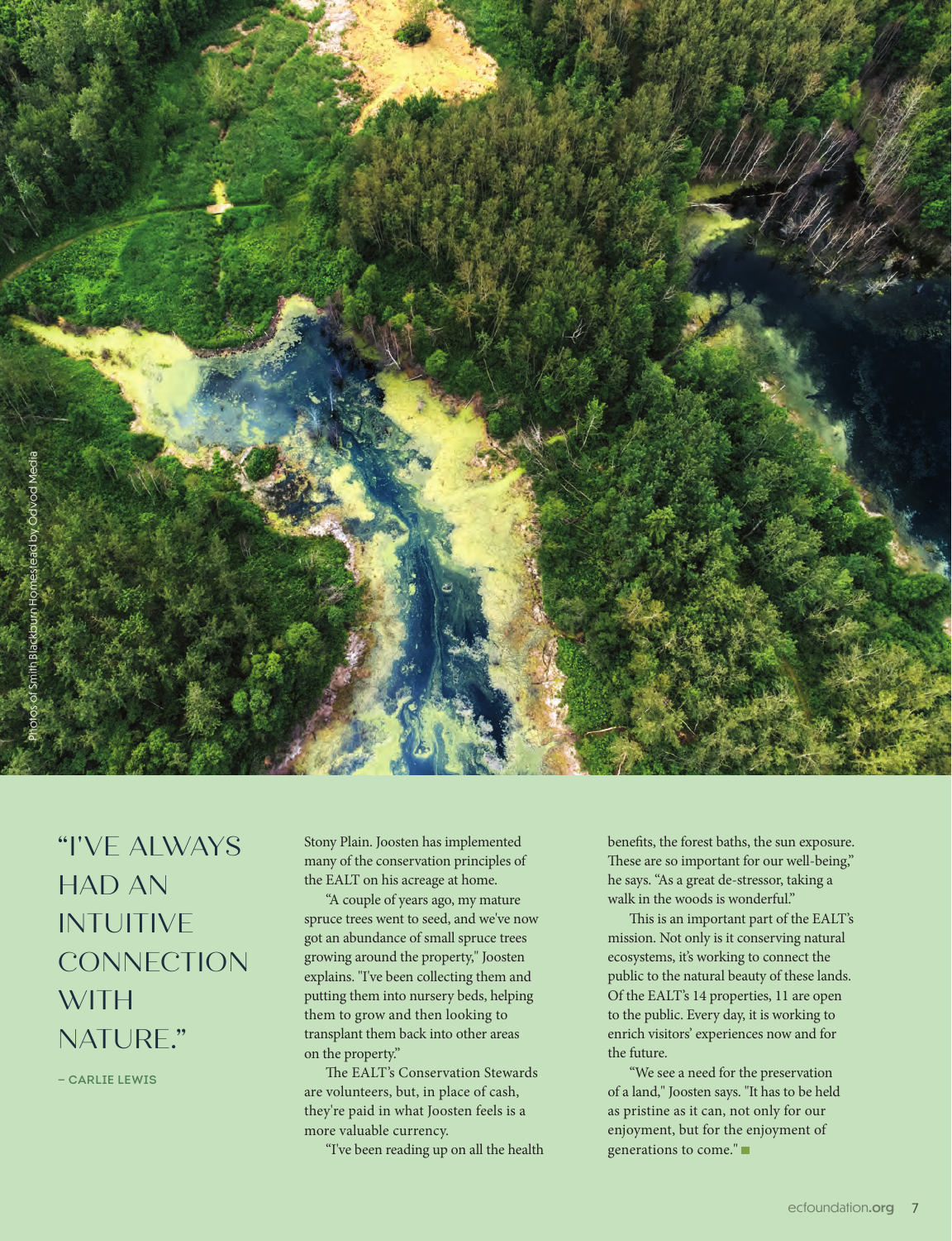Photos of Smith Blackburn Homestead by Odvod Media

> "I'VE ALWAYS HAD AN INTUITIVE CONNECTION WITH NATURE."
>
> – CARLIE LEWIS

Stony Plain. Joosten has implemented many of the conservation principles of the EALT on his acreage at home.

"A couple of years ago, my mature spruce trees went to seed, and we've now got an abundance of small spruce trees growing around the property," Joosten explains. "I've been collecting them and putting them into nursery beds, helping them to grow and then looking to transplant them back into other areas on the property."

The EALT's Conservation Stewards are volunteers, but, in place of cash, they're paid in what Joosten feels is a more valuable currency.

"I've been reading up on all the health benefits, the forest baths, the sun exposure. These are so important for our well-being," he says. "As a great de-stressor, taking a walk in the woods is wonderful."

This is an important part of the EALT's mission. Not only is it conserving natural ecosystems, it's working to connect the public to the natural beauty of these lands. Of the EALT's 14 properties, 11 are open to the public. Every day, it is working to enrich visitors' experiences now and for the future.

"We see a need for the preservation of a land," Joosten says. "It has to be held as pristine as it can, not only for our enjoyment, but for the enjoyment of generations to come."